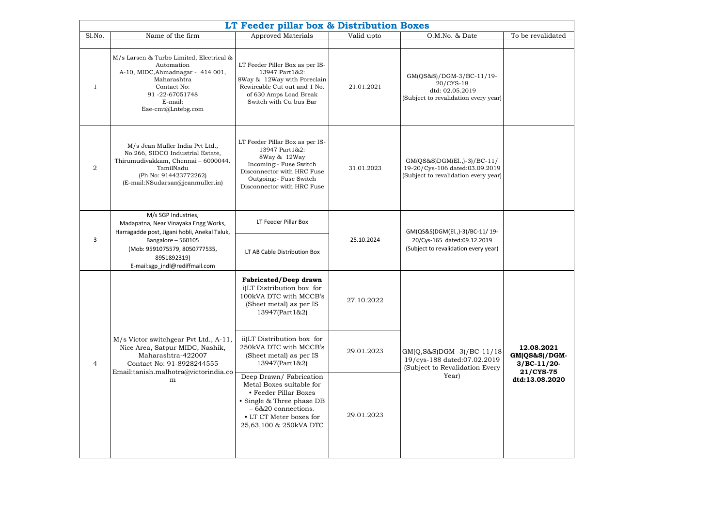# LT Feeder pillar box & Distribution Boxes

| Sl.No. | Name of the firm | Approved Materials | Valid upto | O.M.No. & Date | To be revalidated |
|---|---|---|---|---|---|
| 1 | M/s Larsen & Turbo Limited, Electrical & Automation A-10, MIDC,Ahmadnagar - 414 001, Maharashtra Contact No: 91 -22-67051748 E-mail: Ese-cmt@Lntebg.com | LT Feeder Piller Box as per IS-13947 Part1&2: 8Way & 12Way with Poreclain Rewireable Cut out and 1 No. of 630 Amps Load Break Switch with Cu bus Bar | 21.01.2021 | GM(QS&S)/DGM-3/BC-11/19-20/CYS-18 dtd: 02.05.2019 (Subject to revalidation every year) | |
| 2 | M/s Jean Muller India Pvt Ltd., No.266, SIDCO Industrial Estate, Thirumudivakkam, Chennai – 6000044. TamilNadu (Ph No: 914423772262) (E-mail:NSudarsan@jeanmuller.in) | LT Feeder Pillar Box as per IS-13947 Part1&2: 8Way & 12Way Incoming:- Fuse Switch Disconnector with HRC Fuse Outgoing:- Fuse Switch Disconnector with HRC Fuse | 31.01.2023 | GM(QS&S)DGM(El.,)-3)/BC-11/ 19-20/Cys-106 dated:03.09.2019 (Subject to revalidation every year) | |
| 3 | M/s SGP Industries, Madapatna, Near Vinayaka Engg Works, Harragadde post, Jigani hobli, Anekal Taluk, Bangalore – 560105 (Mob: 9591075579, 8050777535, 8951892319) E-mail:sgp_indl@rediffmail.com | LT Feeder Pillar Box | 25.10.2024 | GM(QS&S)DGM(El.,)-3)/BC-11/ 19-20/Cys-165 dated:09.12.2019 (Subject to revalidation every year) | |
| | | LT AB Cable Distribution Box | | | |
| 4 | M/s Victor switchgear Pvt Ltd., A-11, Nice Area, Satpur MIDC, Nashik, Maharashtra-422007 Contact No: 91-8928244555 Email:tanish.malhotra@victorindia.com | **Fabricated/Deep drawn** i)LT Distribution box for 100kVA DTC with MCCB's (Sheet metal) as per IS 13947(Part1&2) | 27.10.2022 | GM(Q,S&S)DGM -3)/BC-11/18-19/cys-188 dated:07.02.2019 (Subject to Revalidation Every Year) | **12.08.2021 GM(QS&S)/DGM-3/BC-11/20-21/CYS-75 dtd:13.08.2020** |
| | | ii)LT Distribution box for 250kVA DTC with MCCB's (Sheet metal) as per IS 13947(Part1&2) | 29.01.2023 | | |
| | | Deep Drawn/ Fabrication Metal Boxes suitable for • Feeder Pillar Boxes • Single & Three phase DB – 6&20 connections. • LT CT Meter boxes for 25,63,100 & 250kVA DTC | 29.01.2023 | | |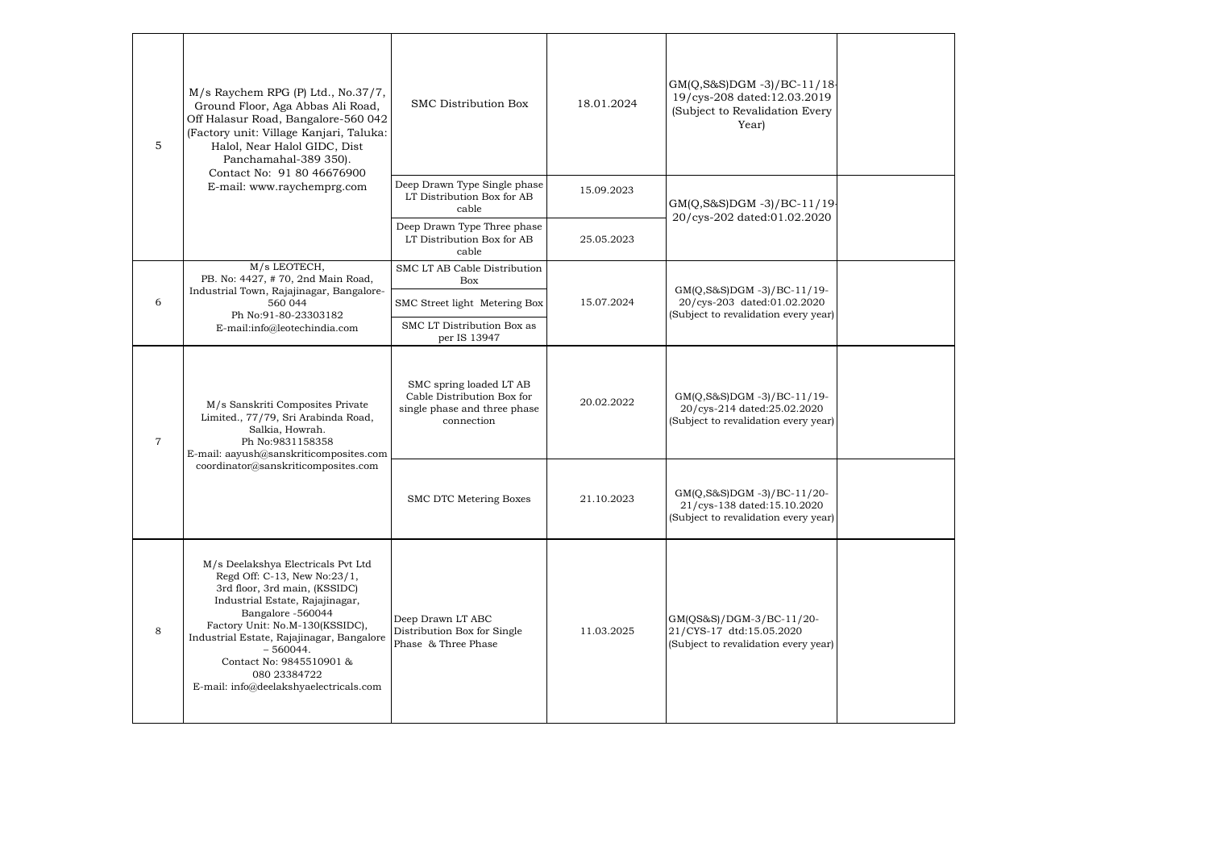| | | | | | |
|---|---|---|---|---|---|
| 5 | M/s Raychem RPG (P) Ltd., No.37/7, Ground Floor, Aga Abbas Ali Road, Off Halasur Road, Bangalore-560 042 (Factory unit: Village Kanjari, Taluka: Halol, Near Halol GIDC, Dist Panchamahal-389 350). Contact No: 91 80 46676900 E-mail: www.raychemprg.com | SMC Distribution Box | 18.01.2024 | GM(Q,S&S)DGM -3)/BC-11/18-19/cys-208 dated:12.03.2019 (Subject to Revalidation Every Year) | |
| | | Deep Drawn Type Single phase LT Distribution Box for AB cable | 15.09.2023 | GM(Q,S&S)DGM -3)/BC-11/19-20/cys-202 dated:01.02.2020 | |
| | | Deep Drawn Type Three phase LT Distribution Box for AB cable | 25.05.2023 | | |
| 6 | M/s LEOTECH, PB. No: 4427, # 70, 2nd Main Road, Industrial Town, Rajajinagar, Bangalore-560 044 Ph No:91-80-23303182 E-mail:info@leotechindia.com | SMC LT AB Cable Distribution Box | 15.07.2024 | GM(Q,S&S)DGM -3)/BC-11/19-20/cys-203 dated:01.02.2020 (Subject to revalidation every year) | |
| | | SMC Street light Metering Box | | | |
| | | SMC LT Distribution Box as per IS 13947 | | | |
| 7 | M/s Sanskriti Composites Private Limited., 77/79, Sri Arabinda Road, Salkia, Howrah. Ph No:9831158358 E-mail: aayush@sanskriticomposites.com coordinator@sanskriticomposites.com | SMC spring loaded LT AB Cable Distribution Box for single phase and three phase connection | 20.02.2022 | GM(Q,S&S)DGM -3)/BC-11/19-20/cys-214 dated:25.02.2020 (Subject to revalidation every year) | |
| | | SMC DTC Metering Boxes | 21.10.2023 | GM(Q,S&S)DGM -3)/BC-11/20-21/cys-138 dated:15.10.2020 (Subject to revalidation every year) | |
| 8 | M/s Deelakshya Electricals Pvt Ltd Regd Off: C-13, New No:23/1, 3rd floor, 3rd main, (KSSIDC) Industrial Estate, Rajajinagar, Bangalore -560044 Factory Unit: No.M-130(KSSIDC), Industrial Estate, Rajajinagar, Bangalore – 560044. Contact No: 9845510901 & 080 23384722 E-mail: info@deelakshyaelectricals.com | Deep Drawn LT ABC Distribution Box for Single Phase & Three Phase | 11.03.2025 | GM(QS&S)/DGM-3/BC-11/20-21/CYS-17 dtd:15.05.2020 (Subject to revalidation every year) | |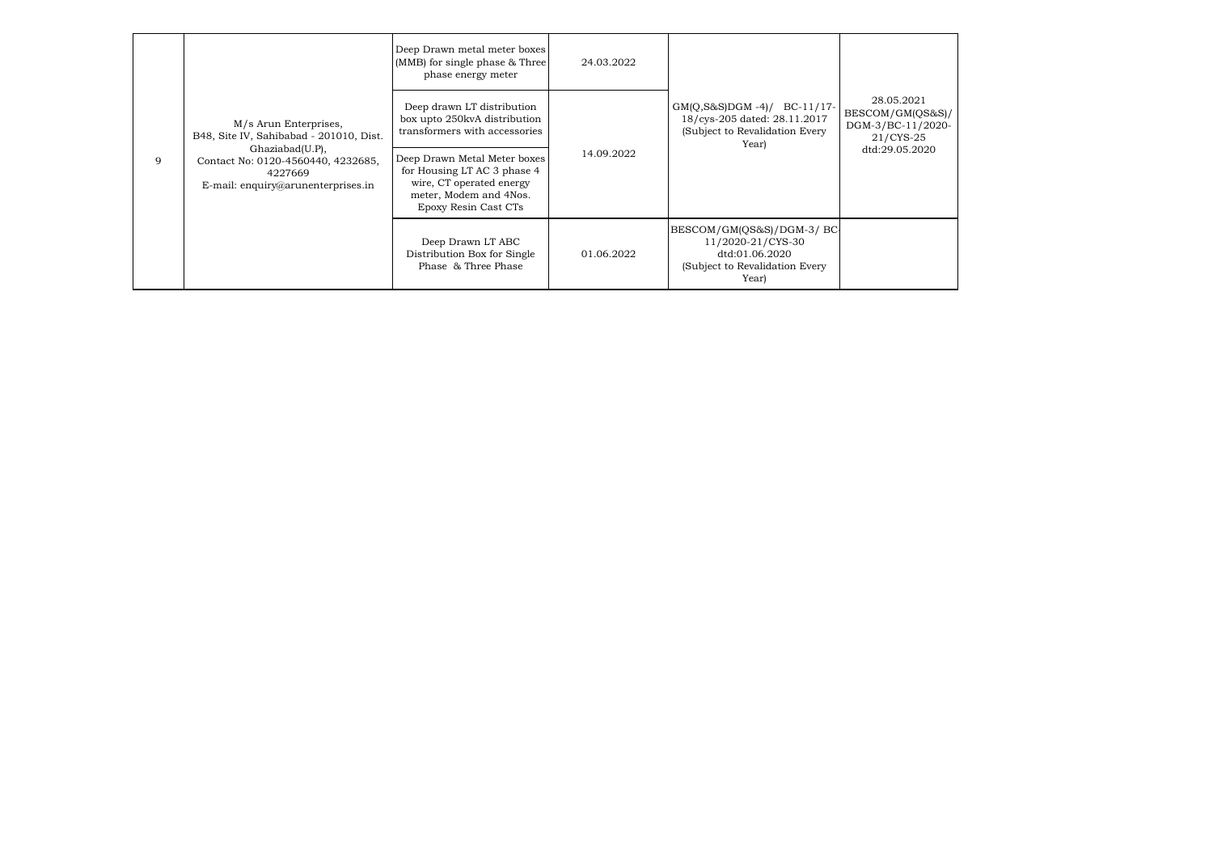| | | | | | |
|---|---|---|---|---|---|
| 9 | M/s Arun Enterprises, B48, Site IV, Sahibabad - 201010, Dist. Ghaziabad(U.P), Contact No: 0120-4560440, 4232685, 4227669 E-mail: enquiry@arunenterprises.in | Deep Drawn metal meter boxes (MMB) for single phase & Three phase energy meter | 24.03.2022 | GM(Q,S&S)DGM -4)/ BC-11/17-18/cys-205 dated: 28.11.2017 (Subject to Revalidation Every Year) | 28.05.2021 BESCOM/GM(QS&S)/ DGM-3/BC-11/2020-21/CYS-25 dtd:29.05.2020 |
| | | Deep drawn LT distribution box upto 250kvA distribution transformers with accessories | 14.09.2022 | | |
| | | Deep Drawn Metal Meter boxes for Housing LT AC 3 phase 4 wire, CT operated energy meter, Modem and 4Nos. Epoxy Resin Cast CTs | | | |
| | | Deep Drawn LT ABC Distribution Box for Single Phase & Three Phase | 01.06.2022 | BESCOM/GM(QS&S)/DGM-3/ BC-11/2020-21/CYS-30 dtd:01.06.2020 (Subject to Revalidation Every Year) | |